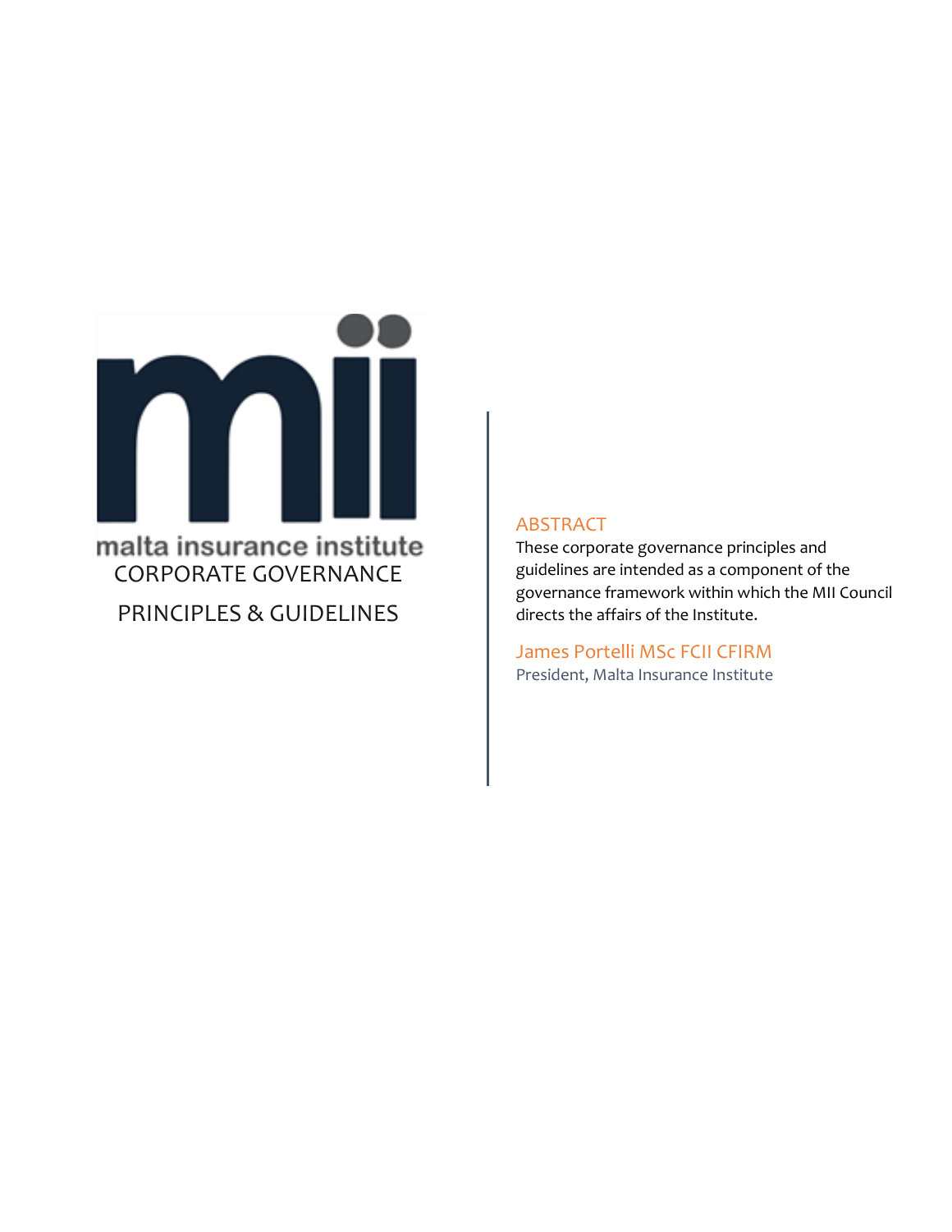malta insurance institute

# CORPORATE GOVERNANCE PRINCIPLES & GUIDELINES

## ABSTRACT

These corporate governance principles and guidelines are intended as a component of the governance framework within which the MII Council directs the affairs of the Institute.

**James Portelli MSc FCII CFIRM**
President, Malta Insurance Institute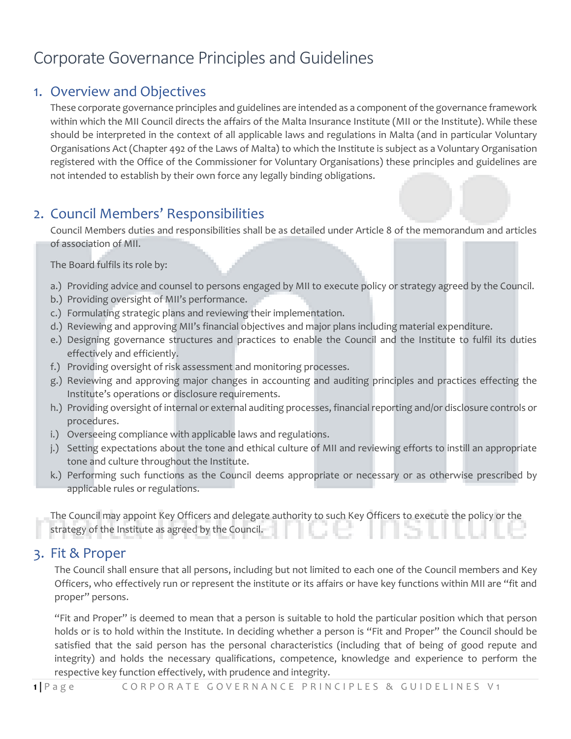# Corporate Governance Principles and Guidelines

## 1. Overview and Objectives

These corporate governance principles and guidelines are intended as a component of the governance framework within which the MII Council directs the affairs of the Malta Insurance Institute (MII or the Institute). While these should be interpreted in the context of all applicable laws and regulations in Malta (and in particular Voluntary Organisations Act (Chapter 492 of the Laws of Malta) to which the Institute is subject as a Voluntary Organisation registered with the Office of the Commissioner for Voluntary Organisations) these principles and guidelines are not intended to establish by their own force any legally binding obligations.

## 2. Council Members' Responsibilities

Council Members duties and responsibilities shall be as detailed under Article 8 of the memorandum and articles of association of MII.

The Board fulfils its role by:

a.) Providing advice and counsel to persons engaged by MII to execute policy or strategy agreed by the Council.
b.) Providing oversight of MII's performance.
c.) Formulating strategic plans and reviewing their implementation.
d.) Reviewing and approving MII's financial objectives and major plans including material expenditure.
e.) Designing governance structures and practices to enable the Council and the Institute to fulfil its duties effectively and efficiently.
f.) Providing oversight of risk assessment and monitoring processes.
g.) Reviewing and approving major changes in accounting and auditing principles and practices effecting the Institute's operations or disclosure requirements.
h.) Providing oversight of internal or external auditing processes, financial reporting and/or disclosure controls or procedures.
i.) Overseeing compliance with applicable laws and regulations.
j.) Setting expectations about the tone and ethical culture of MII and reviewing efforts to instill an appropriate tone and culture throughout the Institute.
k.) Performing such functions as the Council deems appropriate or necessary or as otherwise prescribed by applicable rules or regulations.

The Council may appoint Key Officers and delegate authority to such Key Officers to execute the policy or the strategy of the Institute as agreed by the Council.

## 3. Fit & Proper

The Council shall ensure that all persons, including but not limited to each one of the Council members and Key Officers, who effectively run or represent the institute or its affairs or have key functions within MII are "fit and proper" persons.

"Fit and Proper" is deemed to mean that a person is suitable to hold the particular position which that person holds or is to hold within the Institute. In deciding whether a person is "Fit and Proper" the Council should be satisfied that the said person has the personal characteristics (including that of being of good repute and integrity) and holds the necessary qualifications, competence, knowledge and experience to perform the respective key function effectively, with prudence and integrity.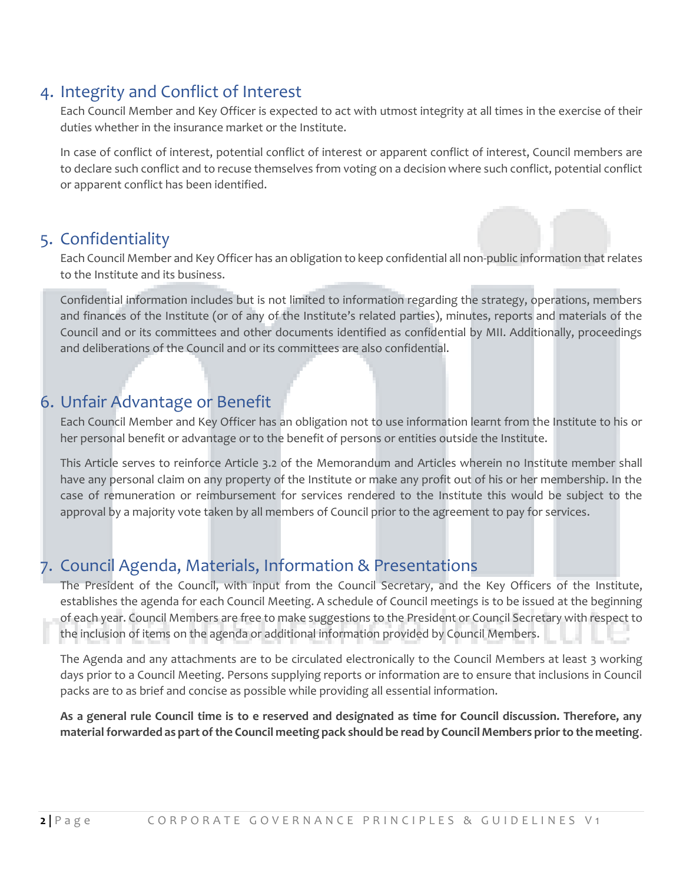## 4. Integrity and Conflict of Interest

Each Council Member and Key Officer is expected to act with utmost integrity at all times in the exercise of their duties whether in the insurance market or the Institute.

In case of conflict of interest, potential conflict of interest or apparent conflict of interest, Council members are to declare such conflict and to recuse themselves from voting on a decision where such conflict, potential conflict or apparent conflict has been identified.

## 5. Confidentiality

Each Council Member and Key Officer has an obligation to keep confidential all non-public information that relates to the Institute and its business.

Confidential information includes but is not limited to information regarding the strategy, operations, members and finances of the Institute (or of any of the Institute's related parties), minutes, reports and materials of the Council and or its committees and other documents identified as confidential by MII. Additionally, proceedings and deliberations of the Council and or its committees are also confidential.

## 6. Unfair Advantage or Benefit

Each Council Member and Key Officer has an obligation not to use information learnt from the Institute to his or her personal benefit or advantage or to the benefit of persons or entities outside the Institute.

This Article serves to reinforce Article 3.2 of the Memorandum and Articles wherein no Institute member shall have any personal claim on any property of the Institute or make any profit out of his or her membership. In the case of remuneration or reimbursement for services rendered to the Institute this would be subject to the approval by a majority vote taken by all members of Council prior to the agreement to pay for services.

## 7. Council Agenda, Materials, Information & Presentations

The President of the Council, with input from the Council Secretary, and the Key Officers of the Institute, establishes the agenda for each Council Meeting. A schedule of Council meetings is to be issued at the beginning of each year. Council Members are free to make suggestions to the President or Council Secretary with respect to the inclusion of items on the agenda or additional information provided by Council Members.

The Agenda and any attachments are to be circulated electronically to the Council Members at least 3 working days prior to a Council Meeting. Persons supplying reports or information are to ensure that inclusions in Council packs are to as brief and concise as possible while providing all essential information.

**As a general rule Council time is to e reserved and designated as time for Council discussion. Therefore, any material forwarded as part of the Council meeting pack should be read by Council Members prior to the meeting**.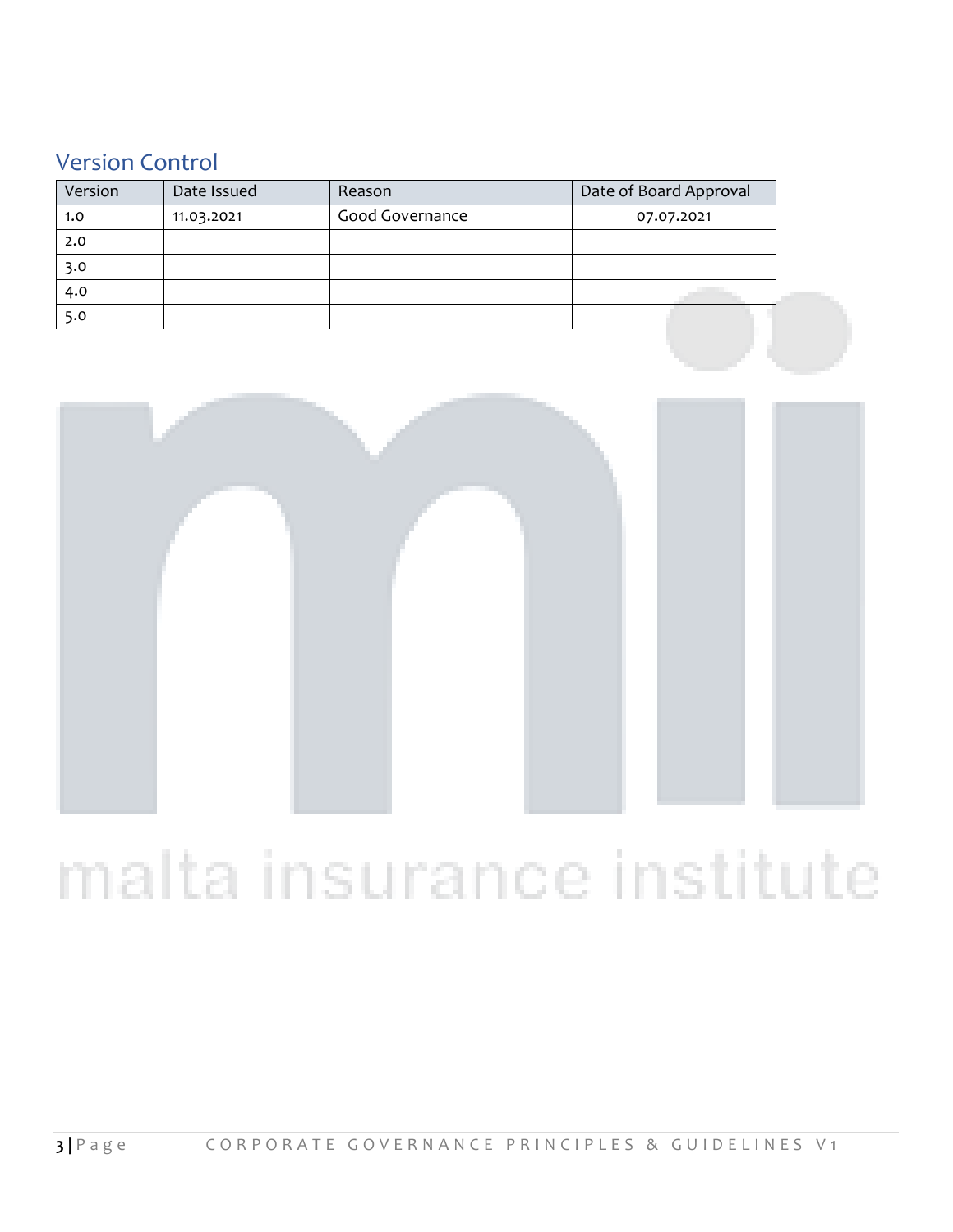## Version Control

| Version | Date Issued | Reason | Date of Board Approval |
|---|---|---|---|
| 1.0 | 11.03.2021 | Good Governance | 07.07.2021 |
| 2.0 | | | |
| 3.0 | | | |
| 4.0 | | | |
| 5.0 | | | |